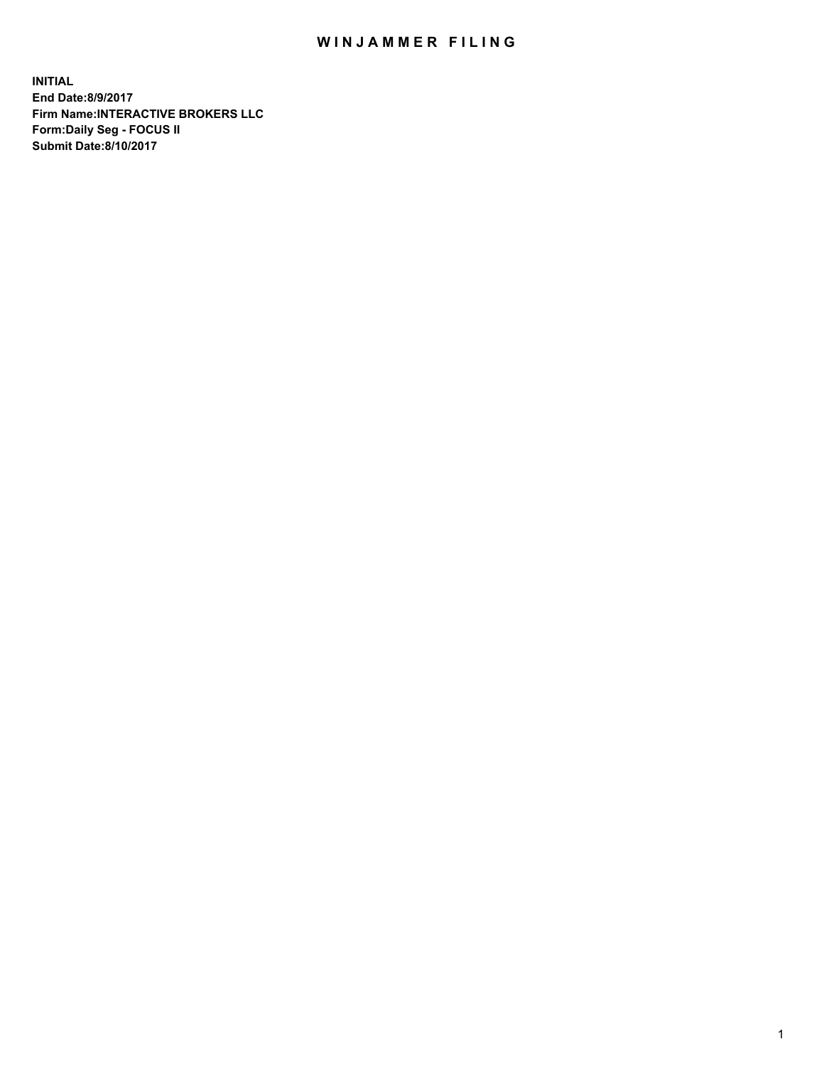# WINJAMMER FILING

**INITIAL**
**End Date:8/9/2017**
**Firm Name:INTERACTIVE BROKERS LLC**
**Form:Daily Seg - FOCUS II**
**Submit Date:8/10/2017**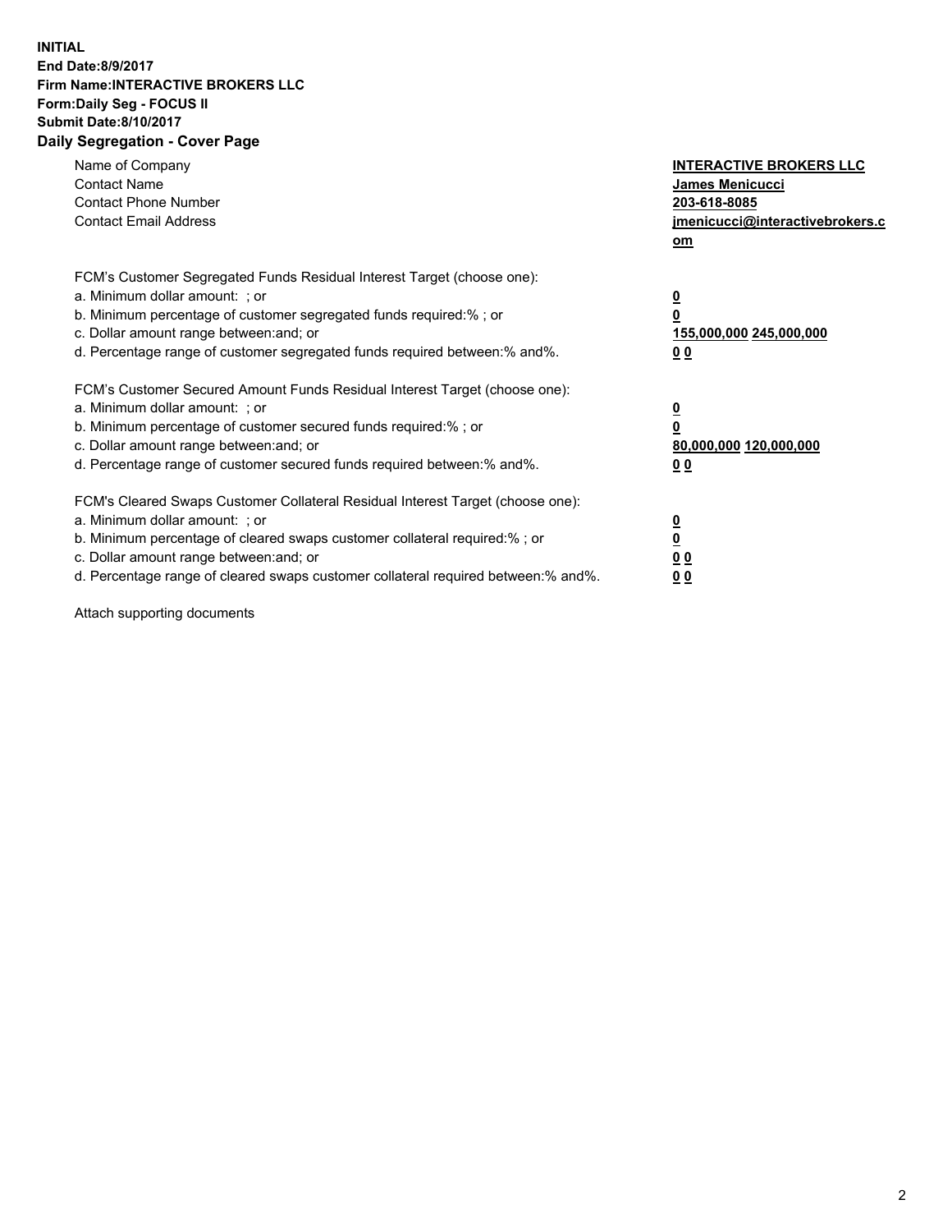**INITIAL**
**End Date:8/9/2017**
**Firm Name:INTERACTIVE BROKERS LLC**
**Form:Daily Seg - FOCUS II**
**Submit Date:8/10/2017**
**Daily Segregation - Cover Page**

| | |
|---|---|
| Name of Company | **INTERACTIVE BROKERS LLC** |
| Contact Name | **James Menicucci** |
| Contact Phone Number | **203-618-8085** |
| Contact Email Address | **jmenicucci@interactivebrokers.com** |

FCM's Customer Segregated Funds Residual Interest Target (choose one):

| | |
|---|---|
| a. Minimum dollar amount: ; or | **0** |
| b. Minimum percentage of customer segregated funds required:% ; or | **0** |
| c. Dollar amount range between:and; or | **155,000,000 245,000,000** |
| d. Percentage range of customer segregated funds required between:% and%. | **0 0** |

FCM's Customer Secured Amount Funds Residual Interest Target (choose one):

| | |
|---|---|
| a. Minimum dollar amount: ; or | **0** |
| b. Minimum percentage of customer secured funds required:% ; or | **0** |
| c. Dollar amount range between:and; or | **80,000,000 120,000,000** |
| d. Percentage range of customer secured funds required between:% and%. | **0 0** |

FCM's Cleared Swaps Customer Collateral Residual Interest Target (choose one):

| | |
|---|---|
| a. Minimum dollar amount: ; or | **0** |
| b. Minimum percentage of cleared swaps customer collateral required:% ; or | **0** |
| c. Dollar amount range between:and; or | **0 0** |
| d. Percentage range of cleared swaps customer collateral required between:% and%. | **0 0** |

Attach supporting documents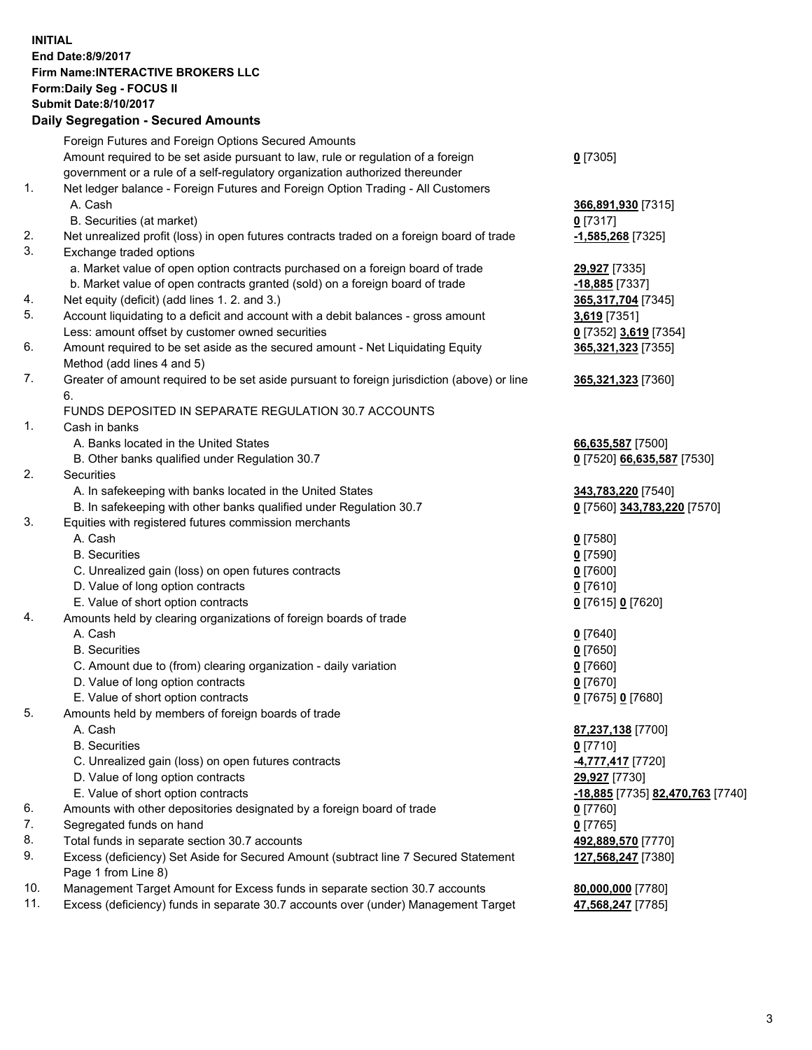**INITIAL**
**End Date:8/9/2017**
**Firm Name:INTERACTIVE BROKERS LLC**
**Form:Daily Seg - FOCUS II**
**Submit Date:8/10/2017**
**Daily Segregation - Secured Amounts**

| | | |
|---|---|---|
| | Foreign Futures and Foreign Options Secured Amounts | |
| | Amount required to be set aside pursuant to law, rule or regulation of a foreign government or a rule of a self-regulatory organization authorized thereunder | **0** [7305] |
| 1. | Net ledger balance - Foreign Futures and Foreign Option Trading - All Customers | |
| | A. Cash | **366,891,930** [7315] |
| | B. Securities (at market) | **0** [7317] |
| 2. | Net unrealized profit (loss) in open futures contracts traded on a foreign board of trade | **-1,585,268** [7325] |
| 3. | Exchange traded options | |
| | a. Market value of open option contracts purchased on a foreign board of trade | **29,927** [7335] |
| | b. Market value of open contracts granted (sold) on a foreign board of trade | **-18,885** [7337] |
| 4. | Net equity (deficit) (add lines 1. 2. and 3.) | **365,317,704** [7345] |
| 5. | Account liquidating to a deficit and account with a debit balances - gross amount | **3,619** [7351] |
| | Less: amount offset by customer owned securities | **0** [7352] **3,619** [7354] |
| 6. | Amount required to be set aside as the secured amount - Net Liquidating Equity Method (add lines 4 and 5) | **365,321,323** [7355] |
| 7. | Greater of amount required to be set aside pursuant to foreign jurisdiction (above) or line 6. | **365,321,323** [7360] |
| | FUNDS DEPOSITED IN SEPARATE REGULATION 30.7 ACCOUNTS | |
| 1. | Cash in banks | |
| | A. Banks located in the United States | **66,635,587** [7500] |
| | B. Other banks qualified under Regulation 30.7 | **0** [7520] **66,635,587** [7530] |
| 2. | Securities | |
| | A. In safekeeping with banks located in the United States | **343,783,220** [7540] |
| | B. In safekeeping with other banks qualified under Regulation 30.7 | **0** [7560] **343,783,220** [7570] |
| 3. | Equities with registered futures commission merchants | |
| | A. Cash | **0** [7580] |
| | B. Securities | **0** [7590] |
| | C. Unrealized gain (loss) on open futures contracts | **0** [7600] |
| | D. Value of long option contracts | **0** [7610] |
| | E. Value of short option contracts | **0** [7615] **0** [7620] |
| 4. | Amounts held by clearing organizations of foreign boards of trade | |
| | A. Cash | **0** [7640] |
| | B. Securities | **0** [7650] |
| | C. Amount due to (from) clearing organization - daily variation | **0** [7660] |
| | D. Value of long option contracts | **0** [7670] |
| | E. Value of short option contracts | **0** [7675] **0** [7680] |
| 5. | Amounts held by members of foreign boards of trade | |
| | A. Cash | **87,237,138** [7700] |
| | B. Securities | **0** [7710] |
| | C. Unrealized gain (loss) on open futures contracts | **-4,777,417** [7720] |
| | D. Value of long option contracts | **29,927** [7730] |
| | E. Value of short option contracts | **-18,885** [7735] **82,470,763** [7740] |
| 6. | Amounts with other depositories designated by a foreign board of trade | **0** [7760] |
| 7. | Segregated funds on hand | **0** [7765] |
| 8. | Total funds in separate section 30.7 accounts | **492,889,570** [7770] |
| 9. | Excess (deficiency) Set Aside for Secured Amount (subtract line 7 Secured Statement Page 1 from Line 8) | **127,568,247** [7380] |
| 10. | Management Target Amount for Excess funds in separate section 30.7 accounts | **80,000,000** [7780] |
| 11. | Excess (deficiency) funds in separate 30.7 accounts over (under) Management Target | **47,568,247** [7785] |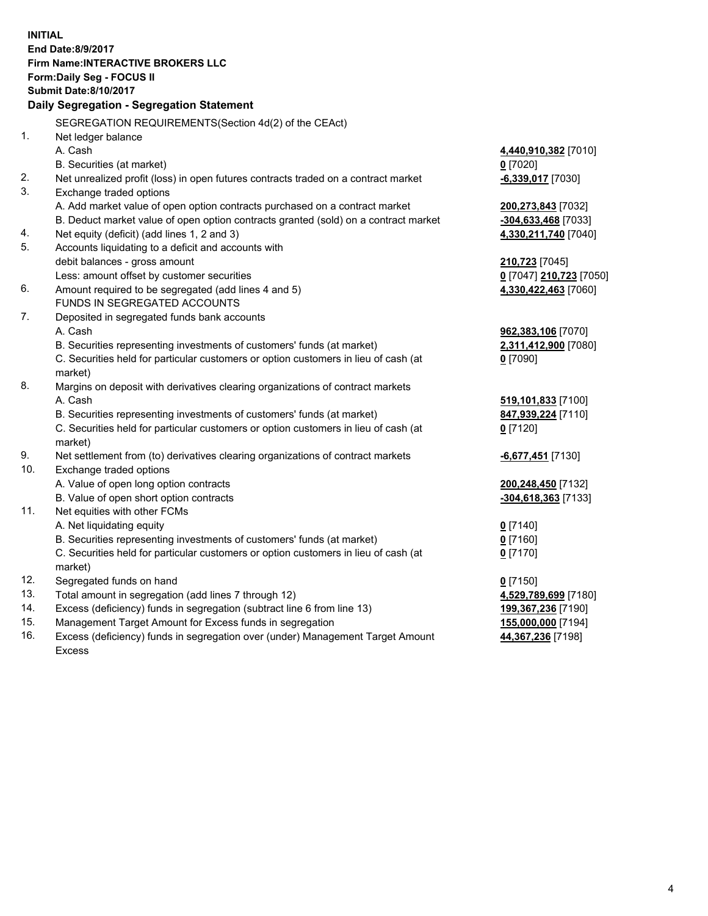**INITIAL**
**End Date:8/9/2017**
**Firm Name:INTERACTIVE BROKERS LLC**
**Form:Daily Seg - FOCUS II**
**Submit Date:8/10/2017**

## Daily Segregation - Segregation Statement

SEGREGATION REQUIREMENTS(Section 4d(2) of the CEAct)

| | | |
|---|---|---|
| 1. | Net ledger balance | |
| | A. Cash | **4,440,910,382** [7010] |
| | B. Securities (at market) | **0** [7020] |
| 2. | Net unrealized profit (loss) in open futures contracts traded on a contract market | **-6,339,017** [7030] |
| 3. | Exchange traded options | |
| | A. Add market value of open option contracts purchased on a contract market | **200,273,843** [7032] |
| | B. Deduct market value of open option contracts granted (sold) on a contract market | **-304,633,468** [7033] |
| 4. | Net equity (deficit) (add lines 1, 2 and 3) | **4,330,211,740** [7040] |
| 5. | Accounts liquidating to a deficit and accounts with | |
| | debit balances - gross amount | **210,723** [7045] |
| | Less: amount offset by customer securities | **0** [7047] **210,723** [7050] |
| 6. | Amount required to be segregated (add lines 4 and 5) | **4,330,422,463** [7060] |
| | FUNDS IN SEGREGATED ACCOUNTS | |
| 7. | Deposited in segregated funds bank accounts | |
| | A. Cash | **962,383,106** [7070] |
| | B. Securities representing investments of customers' funds (at market) | **2,311,412,900** [7080] |
| | C. Securities held for particular customers or option customers in lieu of cash (at market) | **0** [7090] |
| 8. | Margins on deposit with derivatives clearing organizations of contract markets | |
| | A. Cash | **519,101,833** [7100] |
| | B. Securities representing investments of customers' funds (at market) | **847,939,224** [7110] |
| | C. Securities held for particular customers or option customers in lieu of cash (at market) | **0** [7120] |
| 9. | Net settlement from (to) derivatives clearing organizations of contract markets | **-6,677,451** [7130] |
| 10. | Exchange traded options | |
| | A. Value of open long option contracts | **200,248,450** [7132] |
| | B. Value of open short option contracts | **-304,618,363** [7133] |
| 11. | Net equities with other FCMs | |
| | A. Net liquidating equity | **0** [7140] |
| | B. Securities representing investments of customers' funds (at market) | **0** [7160] |
| | C. Securities held for particular customers or option customers in lieu of cash (at market) | **0** [7170] |
| 12. | Segregated funds on hand | **0** [7150] |
| 13. | Total amount in segregation (add lines 7 through 12) | **4,529,789,699** [7180] |
| 14. | Excess (deficiency) funds in segregation (subtract line 6 from line 13) | **199,367,236** [7190] |
| 15. | Management Target Amount for Excess funds in segregation | **155,000,000** [7194] |
| 16. | Excess (deficiency) funds in segregation over (under) Management Target Amount Excess | **44,367,236** [7198] |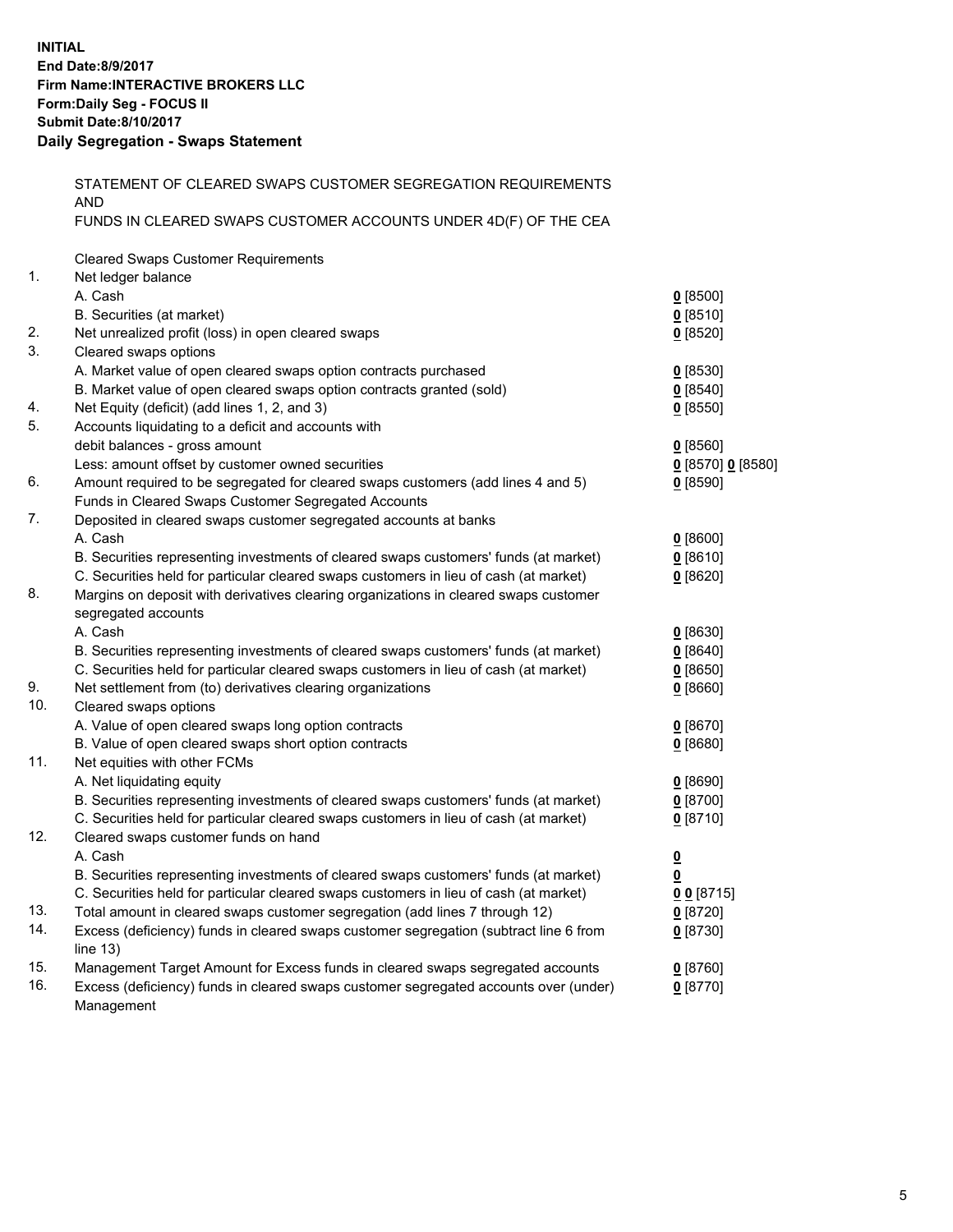**INITIAL**
**End Date:8/9/2017**
**Firm Name:INTERACTIVE BROKERS LLC**
**Form:Daily Seg - FOCUS II**
**Submit Date:8/10/2017**
**Daily Segregation - Swaps Statement**

STATEMENT OF CLEARED SWAPS CUSTOMER SEGREGATION REQUIREMENTS AND FUNDS IN CLEARED SWAPS CUSTOMER ACCOUNTS UNDER 4D(F) OF THE CEA

| | | |
|---|---|---|
| | Cleared Swaps Customer Requirements | |
| 1. | Net ledger balance | |
| | A. Cash | 0 [8500] |
| | B. Securities (at market) | 0 [8510] |
| 2. | Net unrealized profit (loss) in open cleared swaps | 0 [8520] |
| 3. | Cleared swaps options | |
| | A. Market value of open cleared swaps option contracts purchased | 0 [8530] |
| | B. Market value of open cleared swaps option contracts granted (sold) | 0 [8540] |
| 4. | Net Equity (deficit) (add lines 1, 2, and 3) | 0 [8550] |
| 5. | Accounts liquidating to a deficit and accounts with debit balances - gross amount | 0 [8560] |
| | Less: amount offset by customer owned securities | 0 [8570] 0 [8580] |
| 6. | Amount required to be segregated for cleared swaps customers (add lines 4 and 5) | 0 [8590] |
| | Funds in Cleared Swaps Customer Segregated Accounts | |
| 7. | Deposited in cleared swaps customer segregated accounts at banks | |
| | A. Cash | 0 [8600] |
| | B. Securities representing investments of cleared swaps customers' funds (at market) | 0 [8610] |
| | C. Securities held for particular cleared swaps customers in lieu of cash (at market) | 0 [8620] |
| 8. | Margins on deposit with derivatives clearing organizations in cleared swaps customer segregated accounts | |
| | A. Cash | 0 [8630] |
| | B. Securities representing investments of cleared swaps customers' funds (at market) | 0 [8640] |
| | C. Securities held for particular cleared swaps customers in lieu of cash (at market) | 0 [8650] |
| 9. | Net settlement from (to) derivatives clearing organizations | 0 [8660] |
| 10. | Cleared swaps options | |
| | A. Value of open cleared swaps long option contracts | 0 [8670] |
| | B. Value of open cleared swaps short option contracts | 0 [8680] |
| 11. | Net equities with other FCMs | |
| | A. Net liquidating equity | 0 [8690] |
| | B. Securities representing investments of cleared swaps customers' funds (at market) | 0 [8700] |
| | C. Securities held for particular cleared swaps customers in lieu of cash (at market) | 0 [8710] |
| 12. | Cleared swaps customer funds on hand | |
| | A. Cash | 0 |
| | B. Securities representing investments of cleared swaps customers' funds (at market) | 0 |
| | C. Securities held for particular cleared swaps customers in lieu of cash (at market) | 0 0 [8715] |
| 13. | Total amount in cleared swaps customer segregation (add lines 7 through 12) | 0 [8720] |
| 14. | Excess (deficiency) funds in cleared swaps customer segregation (subtract line 6 from line 13) | 0 [8730] |
| 15. | Management Target Amount for Excess funds in cleared swaps segregated accounts | 0 [8760] |
| 16. | Excess (deficiency) funds in cleared swaps customer segregated accounts over (under) Management | 0 [8770] |